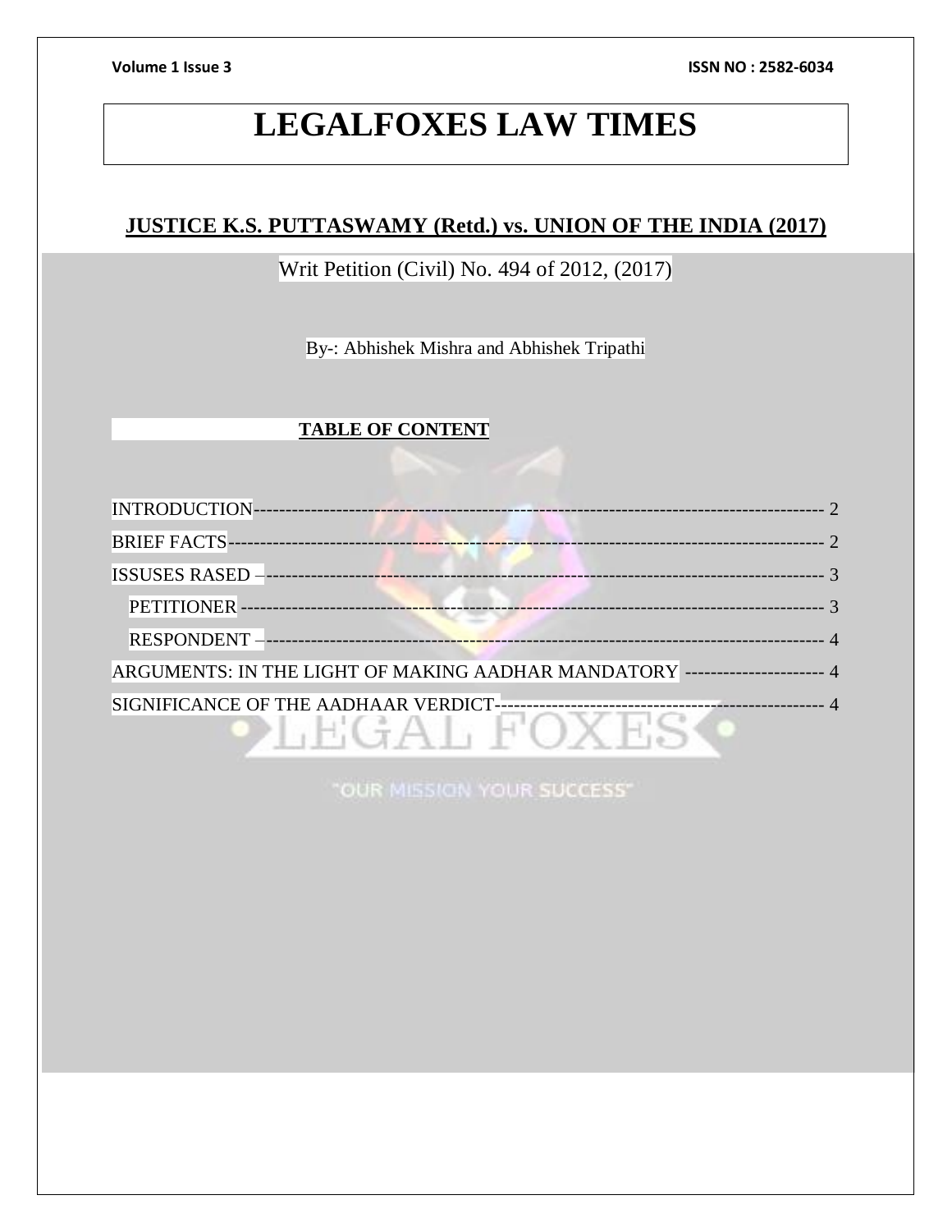# LEGALFOXES LAW TIMES

## JUSTICE K.S. PUTTASWAMY (Retd.) vs. UNION OF THE INDIA (2017)

Writ Petition (Civil) No. 494 of 2012, (2017)

By-: Abhishek Mishra and Abhishek Tripathi

**TABLE OF CONTENT**

INTRODUCTION------------------------------------------------------------------------------------------ 2

BRIEF FACTS-------------------------------------------------------------------------------------------- 2

ISSUSES RASED –-------------------------------------------------------------------------------------- 3

- PETITIONER ------------------------------------------------------------------------------------------ 3
- RESPONDENT –--------------------------------------------------------------------------------------- 4

ARGUMENTS: IN THE LIGHT OF MAKING AADHAR MANDATORY ---------------------- 4

SIGNIFICANCE OF THE AADHAAR VERDICT--------------------------------------------------- 4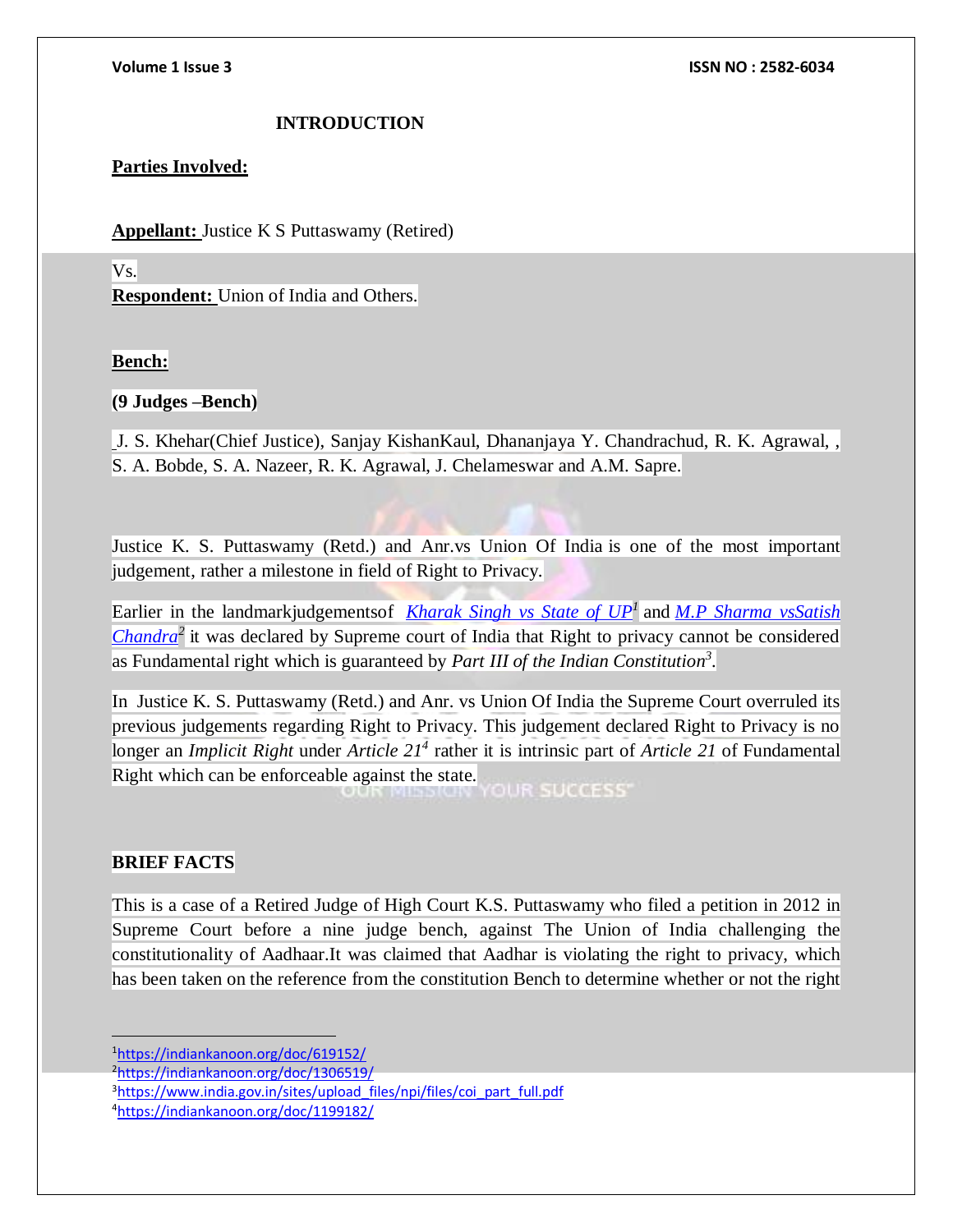## INTRODUCTION

**Parties Involved:**

**Appellant:** Justice K S Puttaswamy (Retired)

Vs.

**Respondent:** Union of India and Others.

**Bench:**

**(9 Judges –Bench)**

J. S. Khehar(Chief Justice), Sanjay KishanKaul, Dhananjaya Y. Chandrachud, R. K. Agrawal, , S. A. Bobde, S. A. Nazeer, R. K. Agrawal, J. Chelameswar and A.M. Sapre.

Justice K. S. Puttaswamy (Retd.) and Anr.vs Union Of India is one of the most important judgement, rather a milestone in field of Right to Privacy.

Earlier in the landmarkjudgementsof *Kharak Singh vs State of UP*[1] and *M.P Sharma vsSatish Chandra*[2] it was declared by Supreme court of India that Right to privacy cannot be considered as Fundamental right which is guaranteed by *Part III of the Indian Constitution*[3].

In Justice K. S. Puttaswamy (Retd.) and Anr. vs Union Of India the Supreme Court overruled its previous judgements regarding Right to Privacy. This judgement declared Right to Privacy is no longer an *Implicit Right* under *Article 21*[4] rather it is intrinsic part of *Article 21* of Fundamental Right which can be enforceable against the state.

**BRIEF FACTS**

This is a case of a Retired Judge of High Court K.S. Puttaswamy who filed a petition in 2012 in Supreme Court before a nine judge bench, against The Union of India challenging the constitutionality of Aadhaar.It was claimed that Aadhar is violating the right to privacy, which has been taken on the reference from the constitution Bench to determine whether or not the right

[1] https://indiankanoon.org/doc/619152/

[2] https://indiankanoon.org/doc/1306519/

[3] https://www.india.gov.in/sites/upload_files/npi/files/coi_part_full.pdf

[4] https://indiankanoon.org/doc/1199182/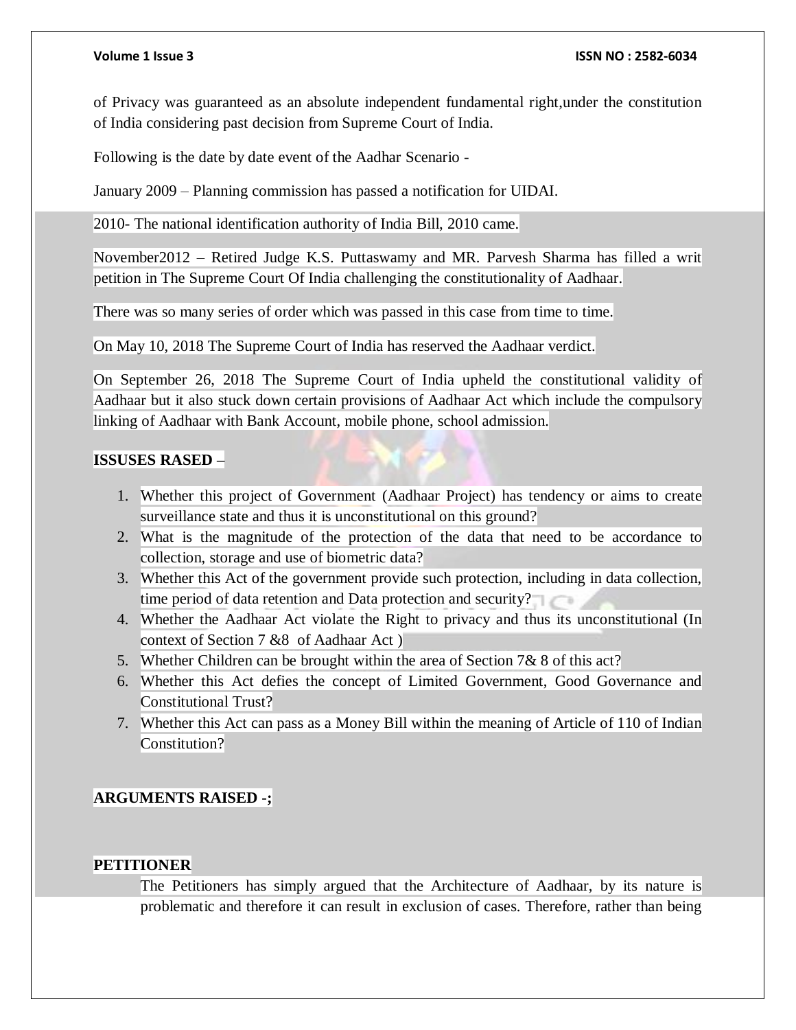of Privacy was guaranteed as an absolute independent fundamental right,under the constitution of India considering past decision from Supreme Court of India.

Following is the date by date event of the Aadhar Scenario -

January 2009 – Planning commission has passed a notification for UIDAI.

2010- The national identification authority of India Bill, 2010 came.

November2012 – Retired Judge K.S. Puttaswamy and MR. Parvesh Sharma has filled a writ petition in The Supreme Court Of India challenging the constitutionality of Aadhaar.

There was so many series of order which was passed in this case from time to time.

On May 10, 2018 The Supreme Court of India has reserved the Aadhaar verdict.

On September 26, 2018 The Supreme Court of India upheld the constitutional validity of Aadhaar but it also stuck down certain provisions of Aadhaar Act which include the compulsory linking of Aadhaar with Bank Account, mobile phone, school admission.

**ISSUSES RASED –**

1. Whether this project of Government (Aadhaar Project) has tendency or aims to create surveillance state and thus it is unconstitutional on this ground?
2. What is the magnitude of the protection of the data that need to be accordance to collection, storage and use of biometric data?
3. Whether this Act of the government provide such protection, including in data collection, time period of data retention and Data protection and security?
4. Whether the Aadhaar Act violate the Right to privacy and thus its unconstitutional (In context of Section 7 &8 of Aadhaar Act )
5. Whether Children can be brought within the area of Section 7& 8 of this act?
6. Whether this Act defies the concept of Limited Government, Good Governance and Constitutional Trust?
7. Whether this Act can pass as a Money Bill within the meaning of Article of 110 of Indian Constitution?

**ARGUMENTS RAISED -;**

**PETITIONER**

The Petitioners has simply argued that the Architecture of Aadhaar, by its nature is problematic and therefore it can result in exclusion of cases. Therefore, rather than being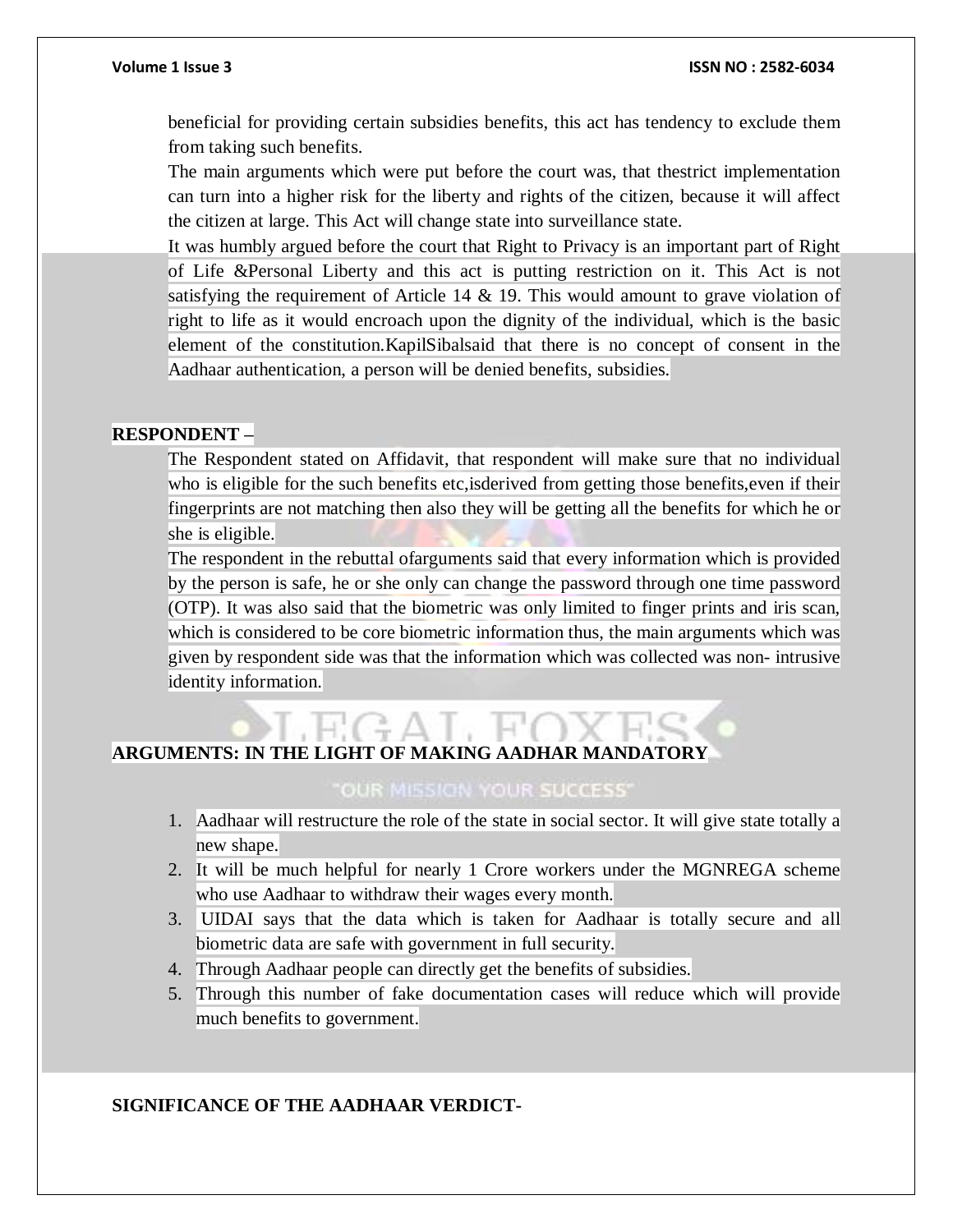beneficial for providing certain subsidies benefits, this act has tendency to exclude them from taking such benefits.

The main arguments which were put before the court was, that thestrict implementation can turn into a higher risk for the liberty and rights of the citizen, because it will affect the citizen at large. This Act will change state into surveillance state.

It was humbly argued before the court that Right to Privacy is an important part of Right of Life &Personal Liberty and this act is putting restriction on it. This Act is not satisfying the requirement of Article 14 & 19. This would amount to grave violation of right to life as it would encroach upon the dignity of the individual, which is the basic element of the constitution.KapilSibalsaid that there is no concept of consent in the Aadhaar authentication, a person will be denied benefits, subsidies.

**RESPONDENT –**

The Respondent stated on Affidavit, that respondent will make sure that no individual who is eligible for the such benefits etc,isderived from getting those benefits,even if their fingerprints are not matching then also they will be getting all the benefits for which he or she is eligible.

The respondent in the rebuttal ofarguments said that every information which is provided by the person is safe, he or she only can change the password through one time password (OTP). It was also said that the biometric was only limited to finger prints and iris scan, which is considered to be core biometric information thus, the main arguments which was given by respondent side was that the information which was collected was non- intrusive identity information.

**ARGUMENTS: IN THE LIGHT OF MAKING AADHAR MANDATORY**

1. Aadhaar will restructure the role of the state in social sector. It will give state totally a new shape.
2. It will be much helpful for nearly 1 Crore workers under the MGNREGA scheme who use Aadhaar to withdraw their wages every month.
3. UIDAI says that the data which is taken for Aadhaar is totally secure and all biometric data are safe with government in full security.
4. Through Aadhaar people can directly get the benefits of subsidies.
5. Through this number of fake documentation cases will reduce which will provide much benefits to government.

**SIGNIFICANCE OF THE AADHAAR VERDICT-**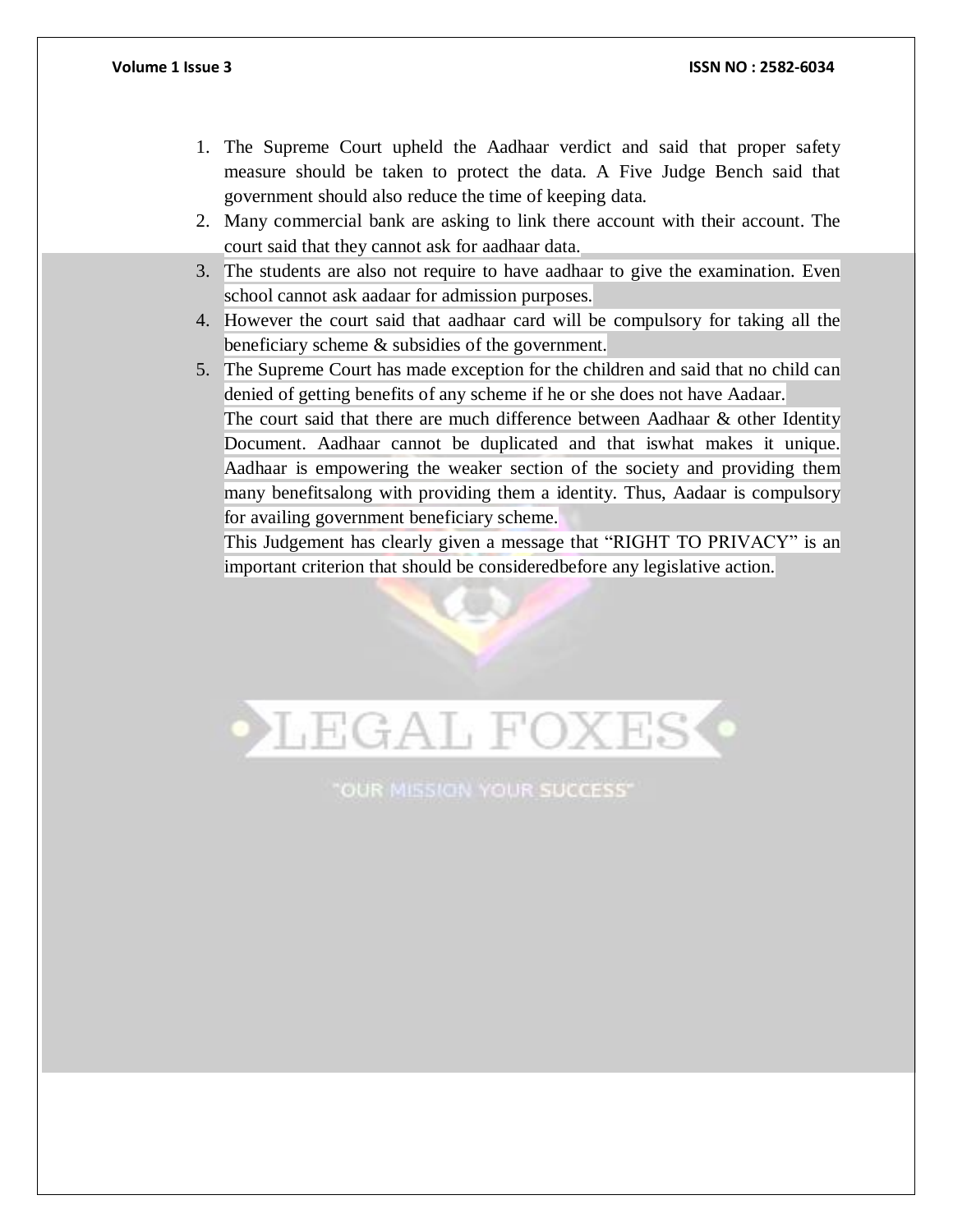1. The Supreme Court upheld the Aadhaar verdict and said that proper safety measure should be taken to protect the data. A Five Judge Bench said that government should also reduce the time of keeping data.
2. Many commercial bank are asking to link there account with their account. The court said that they cannot ask for aadhaar data.
3. The students are also not require to have aadhaar to give the examination. Even school cannot ask aadaar for admission purposes.
4. However the court said that aadhaar card will be compulsory for taking all the beneficiary scheme & subsidies of the government.
5. The Supreme Court has made exception for the children and said that no child can denied of getting benefits of any scheme if he or she does not have Aadaar.

   The court said that there are much difference between Aadhaar & other Identity Document. Aadhaar cannot be duplicated and that iswhat makes it unique. Aadhaar is empowering the weaker section of the society and providing them many benefitsalong with providing them a identity. Thus, Aadaar is compulsory for availing government beneficiary scheme.

   This Judgement has clearly given a message that "RIGHT TO PRIVACY" is an important criterion that should be consideredbefore any legislative action.